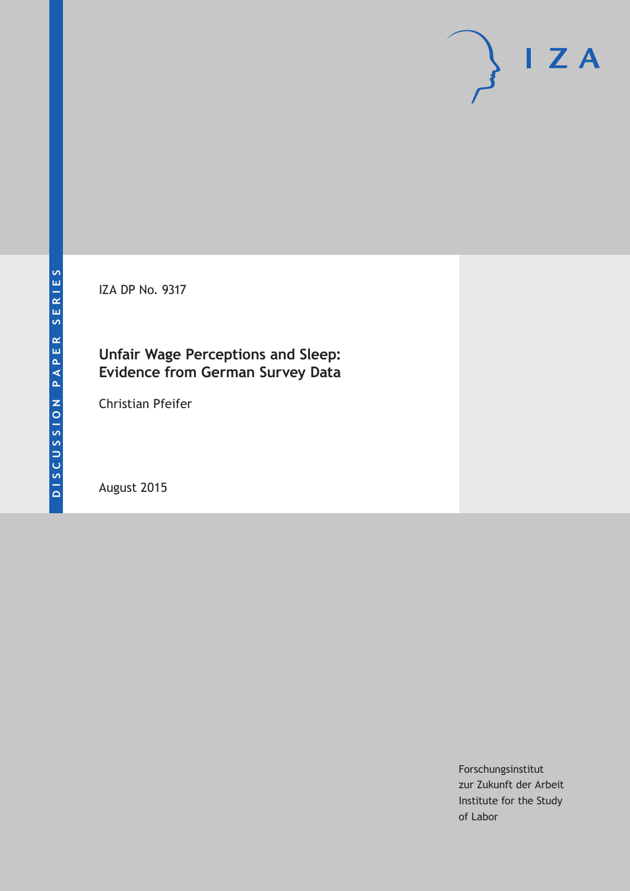DISCUSSION PAPER SERIES

IZA DP No. 9317

# Unfair Wage Perceptions and Sleep: Evidence from German Survey Data

Christian Pfeifer

August 2015

Forschungsinstitut
zur Zukunft der Arbeit
Institute for the Study
of Labor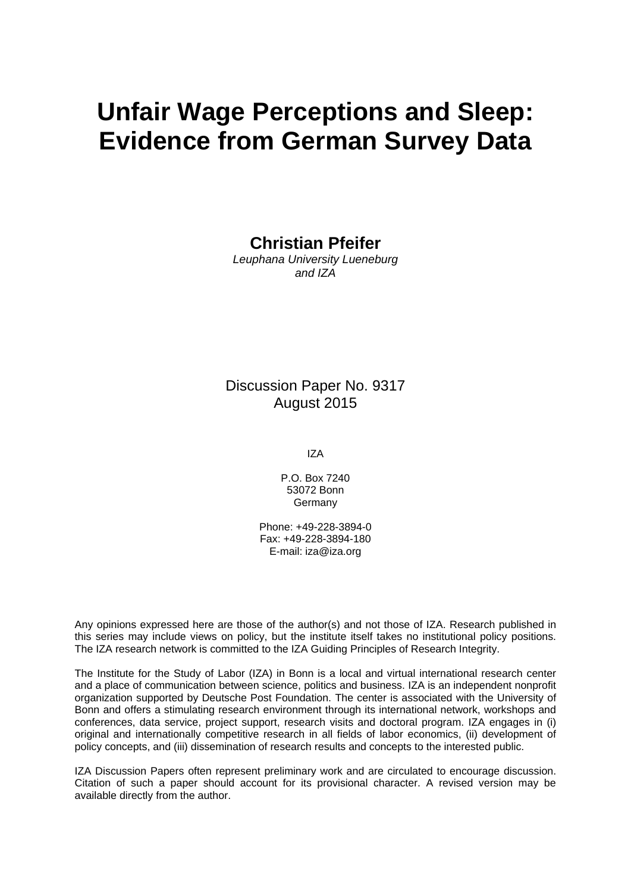# Unfair Wage Perceptions and Sleep: Evidence from German Survey Data

**Christian Pfeifer**  
*Leuphana University Lueneburg and IZA*

Discussion Paper No. 9317  
August 2015

IZA

P.O. Box 7240  
53072 Bonn  
Germany

Phone: +49-228-3894-0  
Fax: +49-228-3894-180  
E-mail: iza@iza.org

Any opinions expressed here are those of the author(s) and not those of IZA. Research published in this series may include views on policy, but the institute itself takes no institutional policy positions. The IZA research network is committed to the IZA Guiding Principles of Research Integrity.

The Institute for the Study of Labor (IZA) in Bonn is a local and virtual international research center and a place of communication between science, politics and business. IZA is an independent nonprofit organization supported by Deutsche Post Foundation. The center is associated with the University of Bonn and offers a stimulating research environment through its international network, workshops and conferences, data service, project support, research visits and doctoral program. IZA engages in (i) original and internationally competitive research in all fields of labor economics, (ii) development of policy concepts, and (iii) dissemination of research results and concepts to the interested public.

IZA Discussion Papers often represent preliminary work and are circulated to encourage discussion. Citation of such a paper should account for its provisional character. A revised version may be available directly from the author.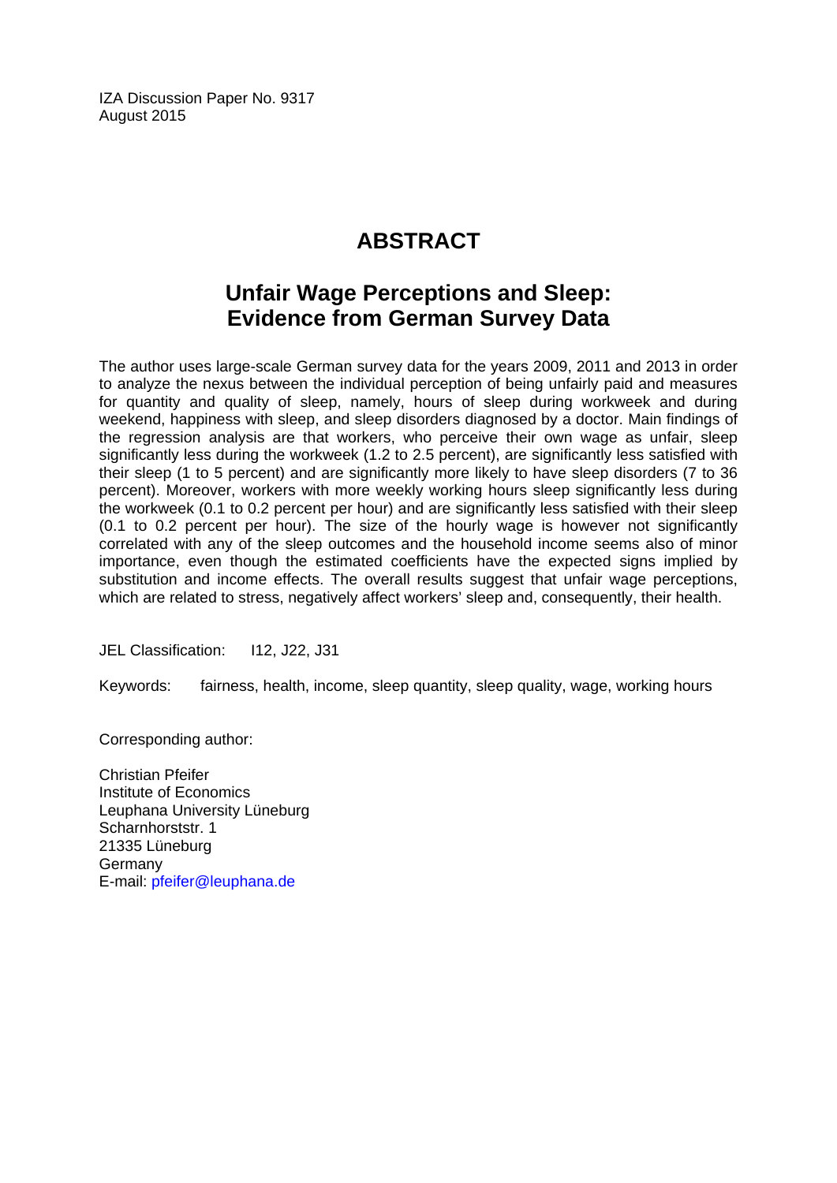IZA Discussion Paper No. 9317
August 2015

# ABSTRACT

## Unfair Wage Perceptions and Sleep: Evidence from German Survey Data

The author uses large-scale German survey data for the years 2009, 2011 and 2013 in order to analyze the nexus between the individual perception of being unfairly paid and measures for quantity and quality of sleep, namely, hours of sleep during workweek and during weekend, happiness with sleep, and sleep disorders diagnosed by a doctor. Main findings of the regression analysis are that workers, who perceive their own wage as unfair, sleep significantly less during the workweek (1.2 to 2.5 percent), are significantly less satisfied with their sleep (1 to 5 percent) and are significantly more likely to have sleep disorders (7 to 36 percent). Moreover, workers with more weekly working hours sleep significantly less during the workweek (0.1 to 0.2 percent per hour) and are significantly less satisfied with their sleep (0.1 to 0.2 percent per hour). The size of the hourly wage is however not significantly correlated with any of the sleep outcomes and the household income seems also of minor importance, even though the estimated coefficients have the expected signs implied by substitution and income effects. The overall results suggest that unfair wage perceptions, which are related to stress, negatively affect workers' sleep and, consequently, their health.

JEL Classification: I12, J22, J31

Keywords: fairness, health, income, sleep quantity, sleep quality, wage, working hours

Corresponding author:

Christian Pfeifer
Institute of Economics
Leuphana University Lüneburg
Scharnhorststr. 1
21335 Lüneburg
Germany
E-mail: pfeifer@leuphana.de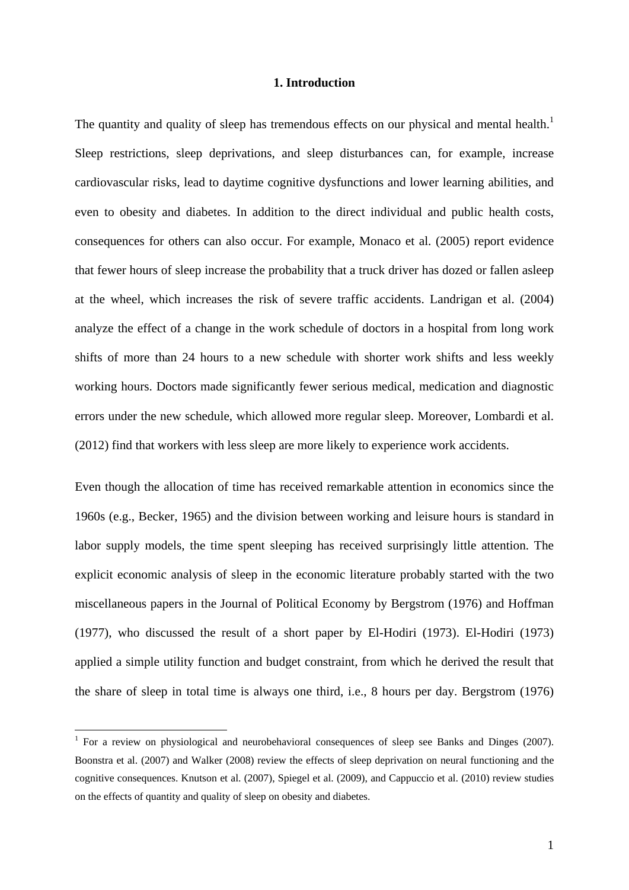# 1. Introduction

The quantity and quality of sleep has tremendous effects on our physical and mental health.[1] Sleep restrictions, sleep deprivations, and sleep disturbances can, for example, increase cardiovascular risks, lead to daytime cognitive dysfunctions and lower learning abilities, and even to obesity and diabetes. In addition to the direct individual and public health costs, consequences for others can also occur. For example, Monaco et al. (2005) report evidence that fewer hours of sleep increase the probability that a truck driver has dozed or fallen asleep at the wheel, which increases the risk of severe traffic accidents. Landrigan et al. (2004) analyze the effect of a change in the work schedule of doctors in a hospital from long work shifts of more than 24 hours to a new schedule with shorter work shifts and less weekly working hours. Doctors made significantly fewer serious medical, medication and diagnostic errors under the new schedule, which allowed more regular sleep. Moreover, Lombardi et al. (2012) find that workers with less sleep are more likely to experience work accidents.

Even though the allocation of time has received remarkable attention in economics since the 1960s (e.g., Becker, 1965) and the division between working and leisure hours is standard in labor supply models, the time spent sleeping has received surprisingly little attention. The explicit economic analysis of sleep in the economic literature probably started with the two miscellaneous papers in the Journal of Political Economy by Bergstrom (1976) and Hoffman (1977), who discussed the result of a short paper by El-Hodiri (1973). El-Hodiri (1973) applied a simple utility function and budget constraint, from which he derived the result that the share of sleep in total time is always one third, i.e., 8 hours per day. Bergstrom (1976)

[1] For a review on physiological and neurobehavioral consequences of sleep see Banks and Dinges (2007). Boonstra et al. (2007) and Walker (2008) review the effects of sleep deprivation on neural functioning and the cognitive consequences. Knutson et al. (2007), Spiegel et al. (2009), and Cappuccio et al. (2010) review studies on the effects of quantity and quality of sleep on obesity and diabetes.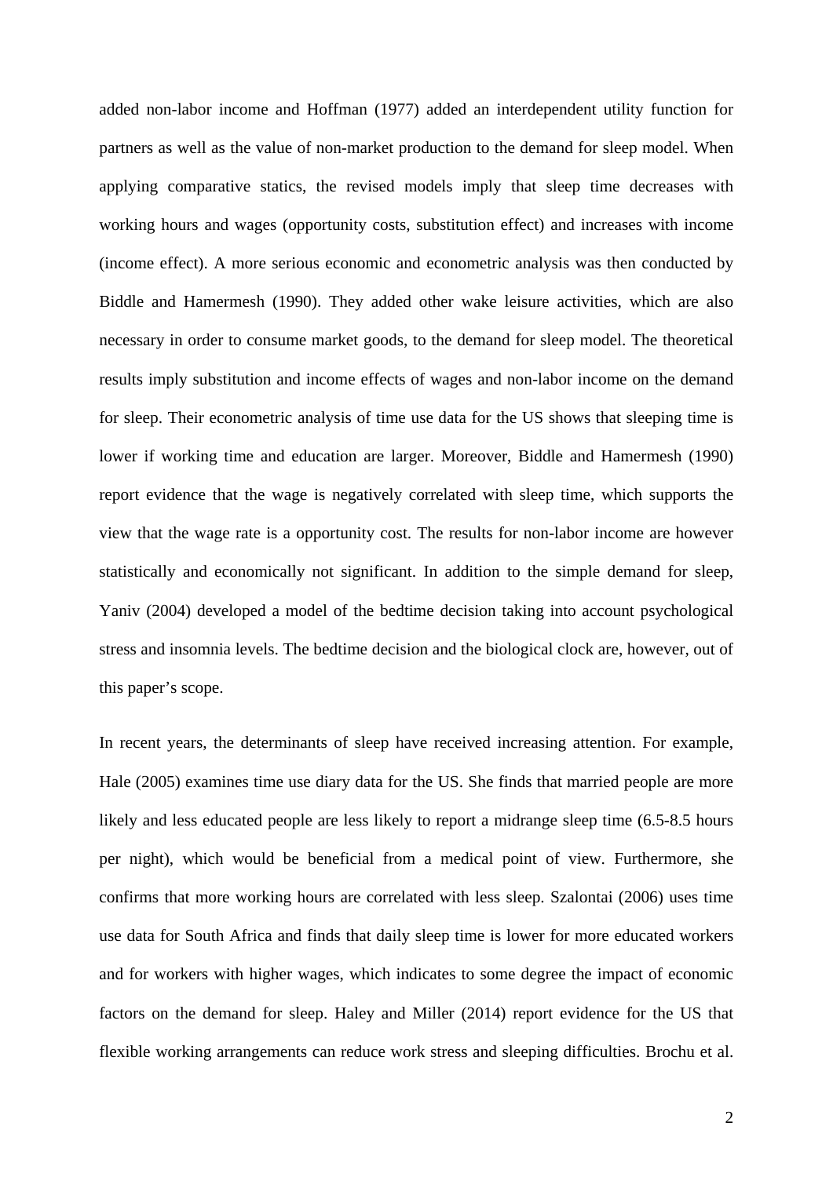added non-labor income and Hoffman (1977) added an interdependent utility function for partners as well as the value of non-market production to the demand for sleep model. When applying comparative statics, the revised models imply that sleep time decreases with working hours and wages (opportunity costs, substitution effect) and increases with income (income effect). A more serious economic and econometric analysis was then conducted by Biddle and Hamermesh (1990). They added other wake leisure activities, which are also necessary in order to consume market goods, to the demand for sleep model. The theoretical results imply substitution and income effects of wages and non-labor income on the demand for sleep. Their econometric analysis of time use data for the US shows that sleeping time is lower if working time and education are larger. Moreover, Biddle and Hamermesh (1990) report evidence that the wage is negatively correlated with sleep time, which supports the view that the wage rate is a opportunity cost. The results for non-labor income are however statistically and economically not significant. In addition to the simple demand for sleep, Yaniv (2004) developed a model of the bedtime decision taking into account psychological stress and insomnia levels. The bedtime decision and the biological clock are, however, out of this paper's scope.

In recent years, the determinants of sleep have received increasing attention. For example, Hale (2005) examines time use diary data for the US. She finds that married people are more likely and less educated people are less likely to report a midrange sleep time (6.5-8.5 hours per night), which would be beneficial from a medical point of view. Furthermore, she confirms that more working hours are correlated with less sleep. Szalontai (2006) uses time use data for South Africa and finds that daily sleep time is lower for more educated workers and for workers with higher wages, which indicates to some degree the impact of economic factors on the demand for sleep. Haley and Miller (2014) report evidence for the US that flexible working arrangements can reduce work stress and sleeping difficulties. Brochu et al.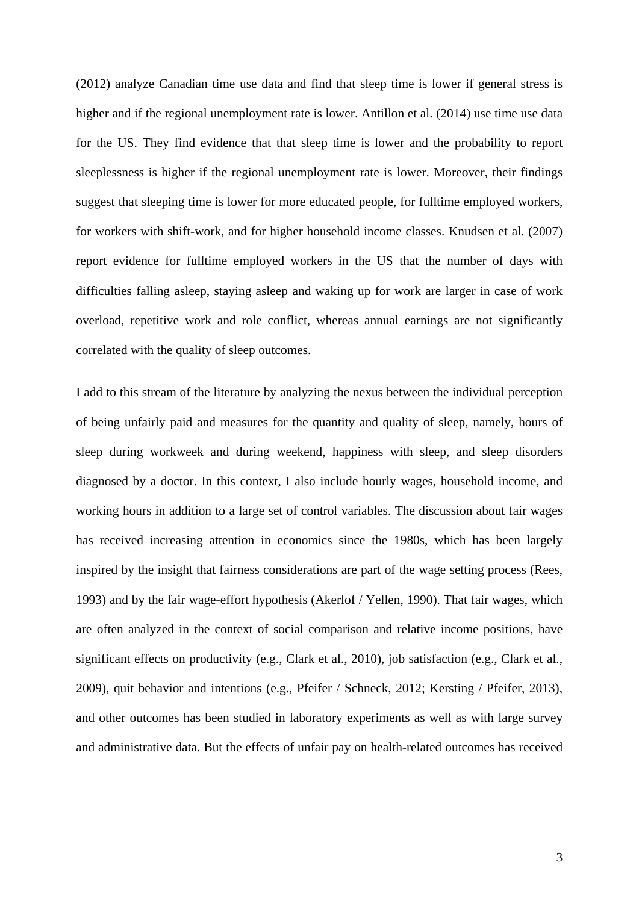(2012) analyze Canadian time use data and find that sleep time is lower if general stress is higher and if the regional unemployment rate is lower. Antillon et al. (2014) use time use data for the US. They find evidence that that sleep time is lower and the probability to report sleeplessness is higher if the regional unemployment rate is lower. Moreover, their findings suggest that sleeping time is lower for more educated people, for fulltime employed workers, for workers with shift-work, and for higher household income classes. Knudsen et al. (2007) report evidence for fulltime employed workers in the US that the number of days with difficulties falling asleep, staying asleep and waking up for work are larger in case of work overload, repetitive work and role conflict, whereas annual earnings are not significantly correlated with the quality of sleep outcomes.

I add to this stream of the literature by analyzing the nexus between the individual perception of being unfairly paid and measures for the quantity and quality of sleep, namely, hours of sleep during workweek and during weekend, happiness with sleep, and sleep disorders diagnosed by a doctor. In this context, I also include hourly wages, household income, and working hours in addition to a large set of control variables. The discussion about fair wages has received increasing attention in economics since the 1980s, which has been largely inspired by the insight that fairness considerations are part of the wage setting process (Rees, 1993) and by the fair wage-effort hypothesis (Akerlof / Yellen, 1990). That fair wages, which are often analyzed in the context of social comparison and relative income positions, have significant effects on productivity (e.g., Clark et al., 2010), job satisfaction (e.g., Clark et al., 2009), quit behavior and intentions (e.g., Pfeifer / Schneck, 2012; Kersting / Pfeifer, 2013), and other outcomes has been studied in laboratory experiments as well as with large survey and administrative data. But the effects of unfair pay on health-related outcomes has received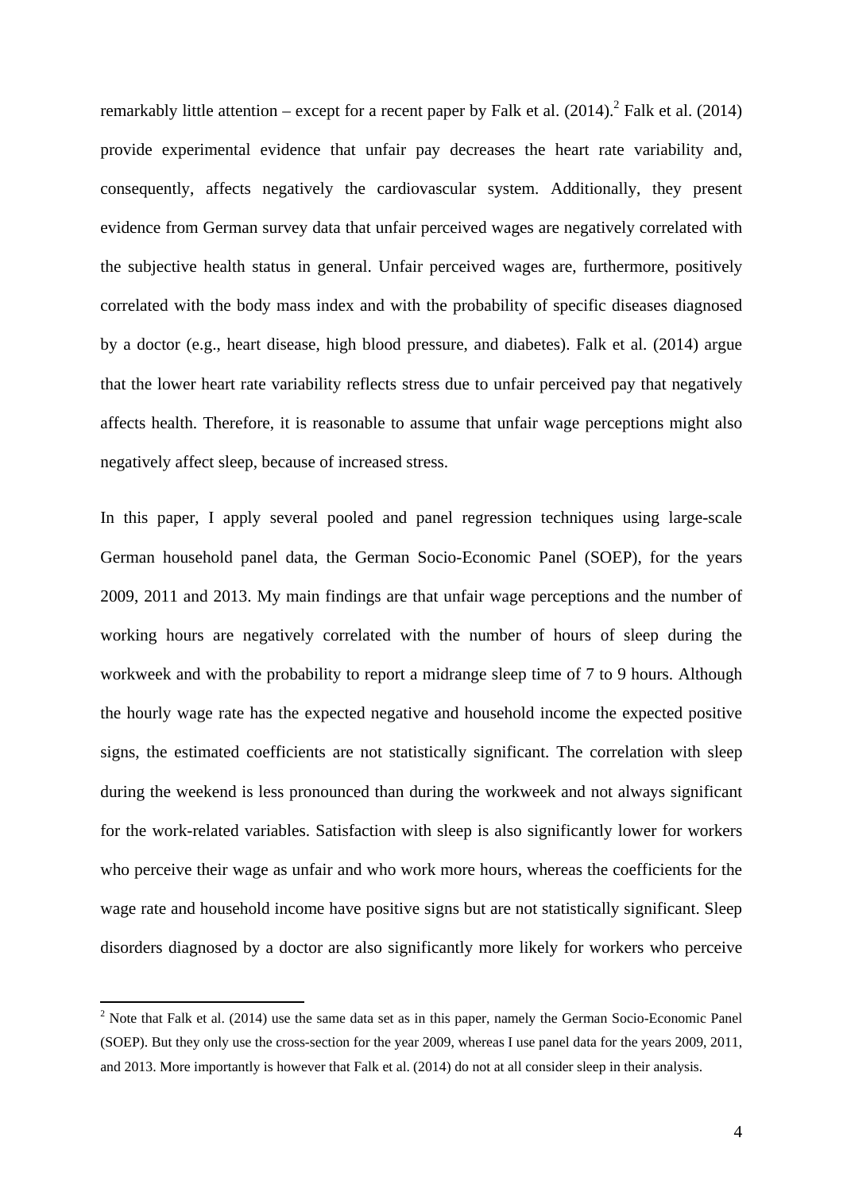remarkably little attention – except for a recent paper by Falk et al. (2014).[2] Falk et al. (2014) provide experimental evidence that unfair pay decreases the heart rate variability and, consequently, affects negatively the cardiovascular system. Additionally, they present evidence from German survey data that unfair perceived wages are negatively correlated with the subjective health status in general. Unfair perceived wages are, furthermore, positively correlated with the body mass index and with the probability of specific diseases diagnosed by a doctor (e.g., heart disease, high blood pressure, and diabetes). Falk et al. (2014) argue that the lower heart rate variability reflects stress due to unfair perceived pay that negatively affects health. Therefore, it is reasonable to assume that unfair wage perceptions might also negatively affect sleep, because of increased stress.

In this paper, I apply several pooled and panel regression techniques using large-scale German household panel data, the German Socio-Economic Panel (SOEP), for the years 2009, 2011 and 2013. My main findings are that unfair wage perceptions and the number of working hours are negatively correlated with the number of hours of sleep during the workweek and with the probability to report a midrange sleep time of 7 to 9 hours. Although the hourly wage rate has the expected negative and household income the expected positive signs, the estimated coefficients are not statistically significant. The correlation with sleep during the weekend is less pronounced than during the workweek and not always significant for the work-related variables. Satisfaction with sleep is also significantly lower for workers who perceive their wage as unfair and who work more hours, whereas the coefficients for the wage rate and household income have positive signs but are not statistically significant. Sleep disorders diagnosed by a doctor are also significantly more likely for workers who perceive

[2] Note that Falk et al. (2014) use the same data set as in this paper, namely the German Socio-Economic Panel (SOEP). But they only use the cross-section for the year 2009, whereas I use panel data for the years 2009, 2011, and 2013. More importantly is however that Falk et al. (2014) do not at all consider sleep in their analysis.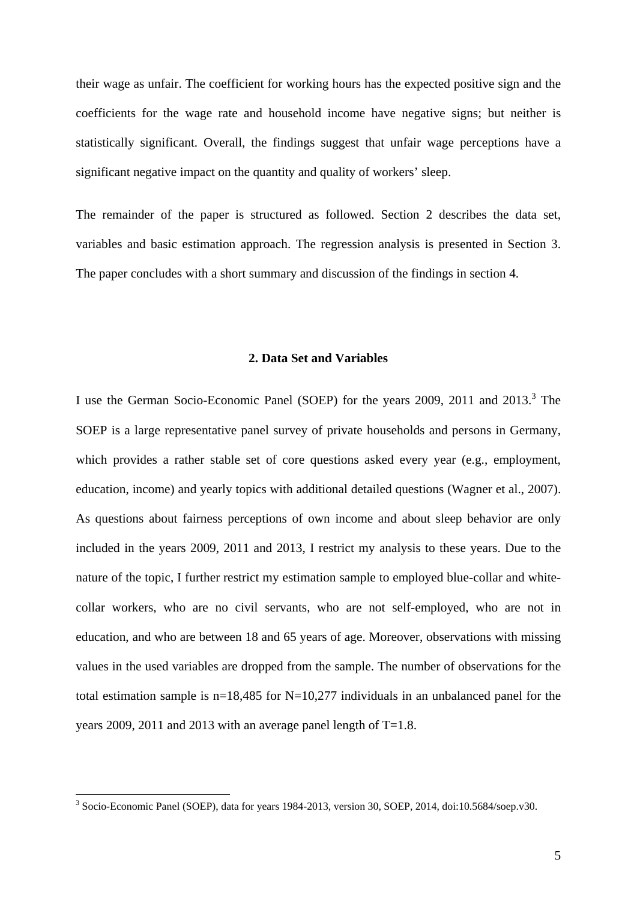their wage as unfair. The coefficient for working hours has the expected positive sign and the coefficients for the wage rate and household income have negative signs; but neither is statistically significant. Overall, the findings suggest that unfair wage perceptions have a significant negative impact on the quantity and quality of workers' sleep.

The remainder of the paper is structured as followed. Section 2 describes the data set, variables and basic estimation approach. The regression analysis is presented in Section 3. The paper concludes with a short summary and discussion of the findings in section 4.

## 2. Data Set and Variables

I use the German Socio-Economic Panel (SOEP) for the years 2009, 2011 and 2013.[3] The SOEP is a large representative panel survey of private households and persons in Germany, which provides a rather stable set of core questions asked every year (e.g., employment, education, income) and yearly topics with additional detailed questions (Wagner et al., 2007). As questions about fairness perceptions of own income and about sleep behavior are only included in the years 2009, 2011 and 2013, I restrict my analysis to these years. Due to the nature of the topic, I further restrict my estimation sample to employed blue-collar and white-collar workers, who are no civil servants, who are not self-employed, who are not in education, and who are between 18 and 65 years of age. Moreover, observations with missing values in the used variables are dropped from the sample. The number of observations for the total estimation sample is n=18,485 for N=10,277 individuals in an unbalanced panel for the years 2009, 2011 and 2013 with an average panel length of T=1.8.

[3] Socio-Economic Panel (SOEP), data for years 1984-2013, version 30, SOEP, 2014, doi:10.5684/soep.v30.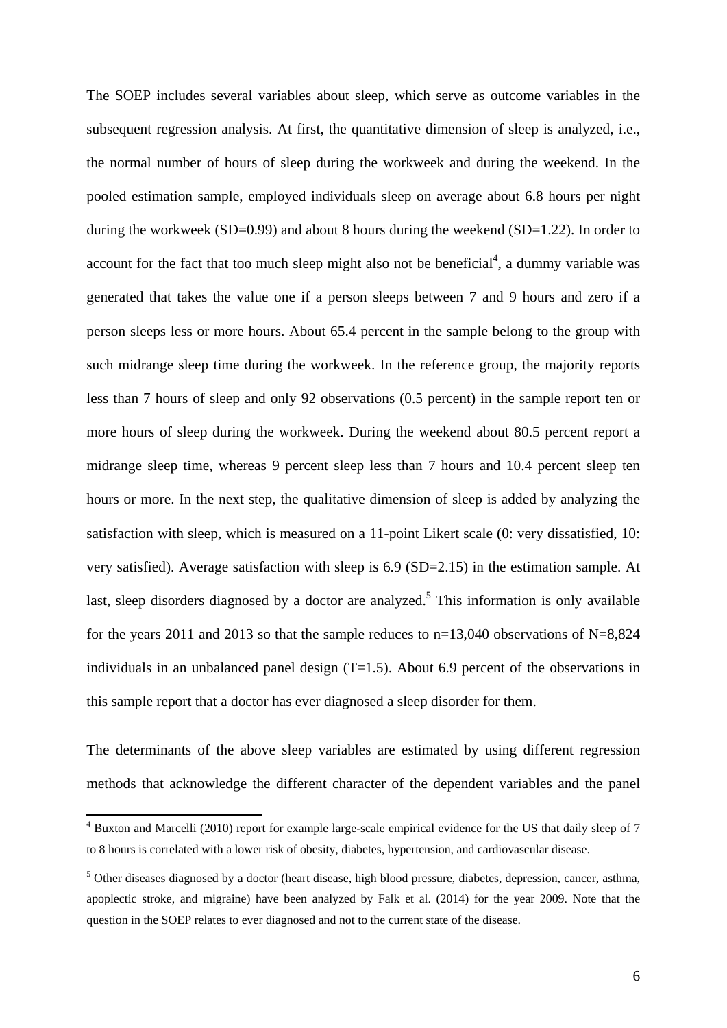The SOEP includes several variables about sleep, which serve as outcome variables in the subsequent regression analysis. At first, the quantitative dimension of sleep is analyzed, i.e., the normal number of hours of sleep during the workweek and during the weekend. In the pooled estimation sample, employed individuals sleep on average about 6.8 hours per night during the workweek (SD=0.99) and about 8 hours during the weekend (SD=1.22). In order to account for the fact that too much sleep might also not be beneficial[4], a dummy variable was generated that takes the value one if a person sleeps between 7 and 9 hours and zero if a person sleeps less or more hours. About 65.4 percent in the sample belong to the group with such midrange sleep time during the workweek. In the reference group, the majority reports less than 7 hours of sleep and only 92 observations (0.5 percent) in the sample report ten or more hours of sleep during the workweek. During the weekend about 80.5 percent report a midrange sleep time, whereas 9 percent sleep less than 7 hours and 10.4 percent sleep ten hours or more. In the next step, the qualitative dimension of sleep is added by analyzing the satisfaction with sleep, which is measured on a 11-point Likert scale (0: very dissatisfied, 10: very satisfied). Average satisfaction with sleep is 6.9 (SD=2.15) in the estimation sample. At last, sleep disorders diagnosed by a doctor are analyzed.[5] This information is only available for the years 2011 and 2013 so that the sample reduces to n=13,040 observations of N=8,824 individuals in an unbalanced panel design (T=1.5). About 6.9 percent of the observations in this sample report that a doctor has ever diagnosed a sleep disorder for them.

The determinants of the above sleep variables are estimated by using different regression methods that acknowledge the different character of the dependent variables and the panel

[4] Buxton and Marcelli (2010) report for example large-scale empirical evidence for the US that daily sleep of 7 to 8 hours is correlated with a lower risk of obesity, diabetes, hypertension, and cardiovascular disease.

[5] Other diseases diagnosed by a doctor (heart disease, high blood pressure, diabetes, depression, cancer, asthma, apoplectic stroke, and migraine) have been analyzed by Falk et al. (2014) for the year 2009. Note that the question in the SOEP relates to ever diagnosed and not to the current state of the disease.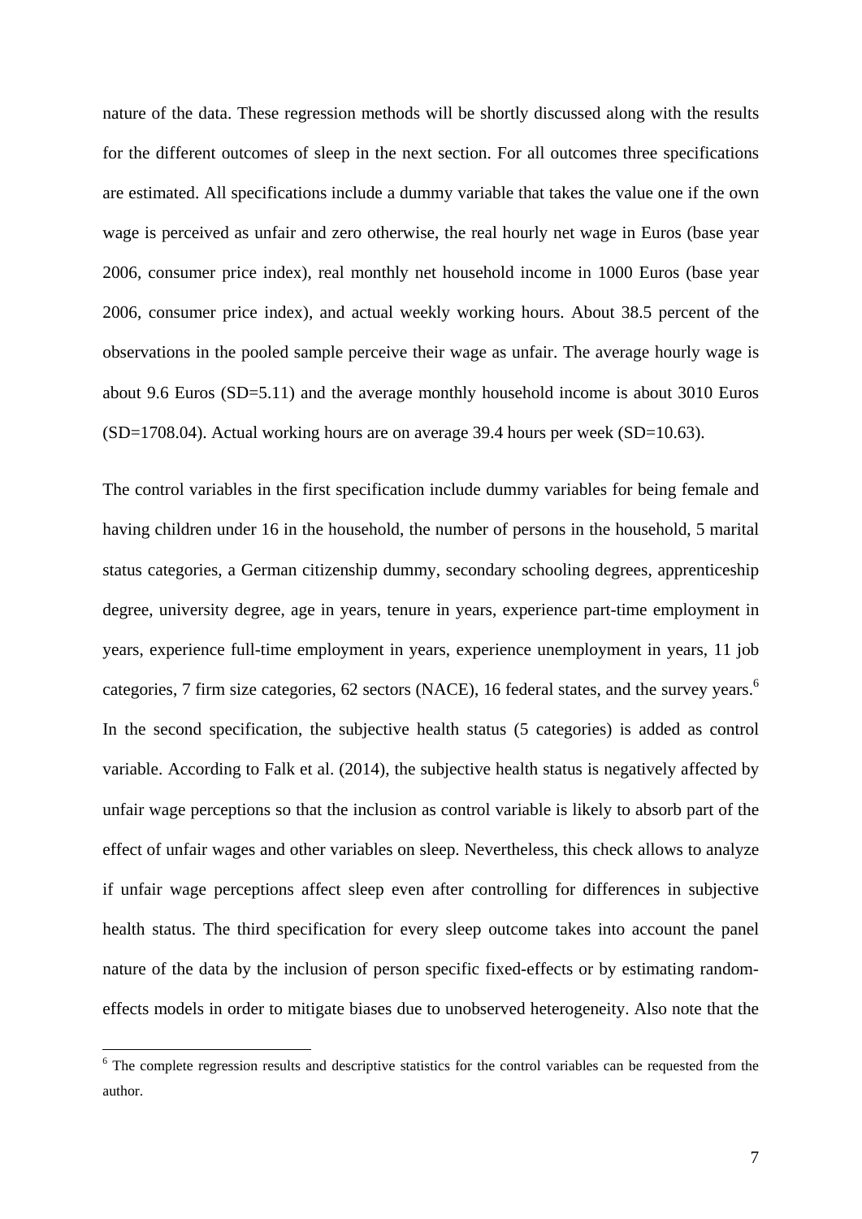nature of the data. These regression methods will be shortly discussed along with the results for the different outcomes of sleep in the next section. For all outcomes three specifications are estimated. All specifications include a dummy variable that takes the value one if the own wage is perceived as unfair and zero otherwise, the real hourly net wage in Euros (base year 2006, consumer price index), real monthly net household income in 1000 Euros (base year 2006, consumer price index), and actual weekly working hours. About 38.5 percent of the observations in the pooled sample perceive their wage as unfair. The average hourly wage is about 9.6 Euros (SD=5.11) and the average monthly household income is about 3010 Euros (SD=1708.04). Actual working hours are on average 39.4 hours per week (SD=10.63).

The control variables in the first specification include dummy variables for being female and having children under 16 in the household, the number of persons in the household, 5 marital status categories, a German citizenship dummy, secondary schooling degrees, apprenticeship degree, university degree, age in years, tenure in years, experience part-time employment in years, experience full-time employment in years, experience unemployment in years, 11 job categories, 7 firm size categories, 62 sectors (NACE), 16 federal states, and the survey years.[6] In the second specification, the subjective health status (5 categories) is added as control variable. According to Falk et al. (2014), the subjective health status is negatively affected by unfair wage perceptions so that the inclusion as control variable is likely to absorb part of the effect of unfair wages and other variables on sleep. Nevertheless, this check allows to analyze if unfair wage perceptions affect sleep even after controlling for differences in subjective health status. The third specification for every sleep outcome takes into account the panel nature of the data by the inclusion of person specific fixed-effects or by estimating random-effects models in order to mitigate biases due to unobserved heterogeneity. Also note that the

[6] The complete regression results and descriptive statistics for the control variables can be requested from the author.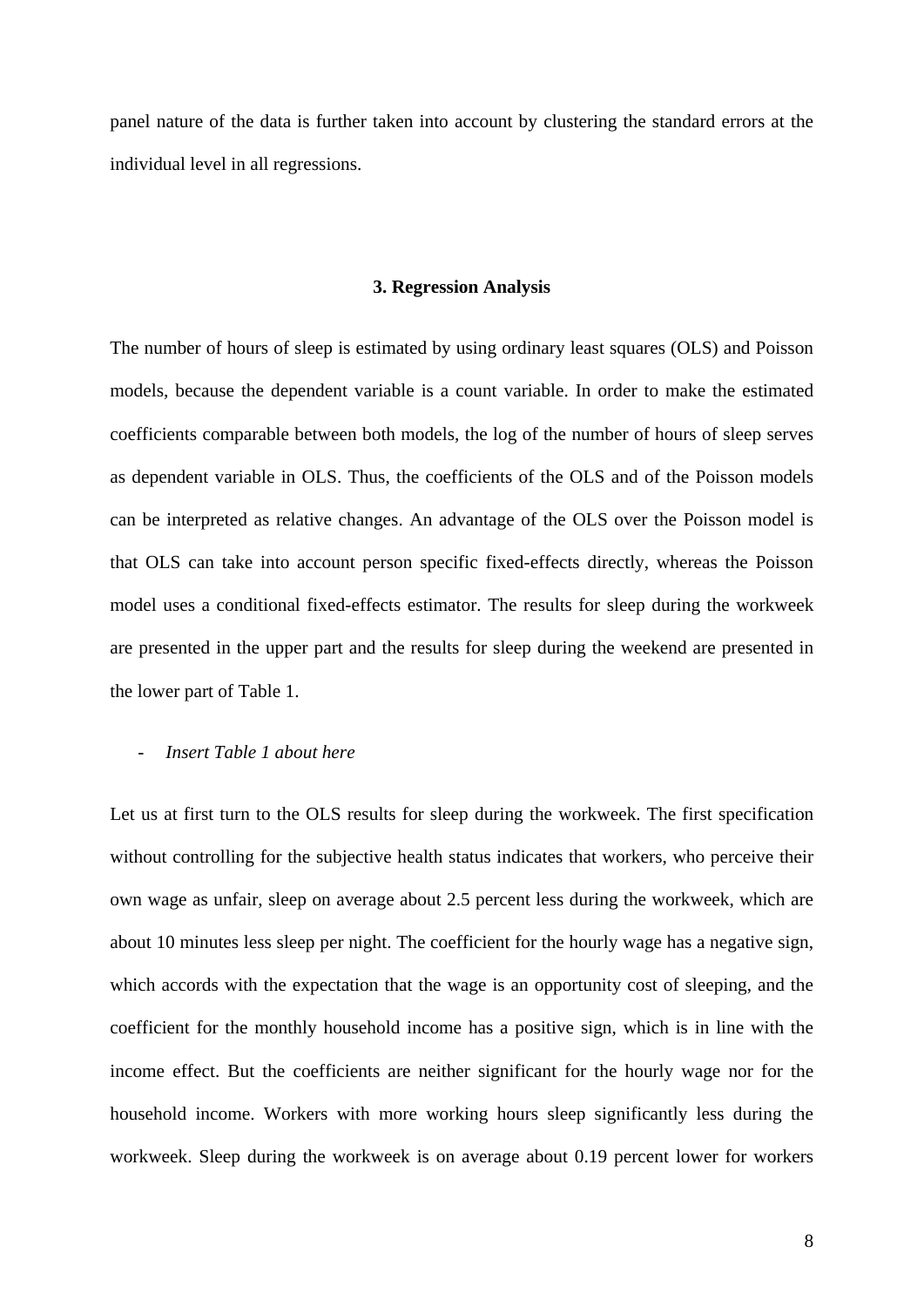panel nature of the data is further taken into account by clustering the standard errors at the individual level in all regressions.

### 3. Regression Analysis

The number of hours of sleep is estimated by using ordinary least squares (OLS) and Poisson models, because the dependent variable is a count variable. In order to make the estimated coefficients comparable between both models, the log of the number of hours of sleep serves as dependent variable in OLS. Thus, the coefficients of the OLS and of the Poisson models can be interpreted as relative changes. An advantage of the OLS over the Poisson model is that OLS can take into account person specific fixed-effects directly, whereas the Poisson model uses a conditional fixed-effects estimator. The results for sleep during the workweek are presented in the upper part and the results for sleep during the weekend are presented in the lower part of Table 1.

- *Insert Table 1 about here*

Let us at first turn to the OLS results for sleep during the workweek. The first specification without controlling for the subjective health status indicates that workers, who perceive their own wage as unfair, sleep on average about 2.5 percent less during the workweek, which are about 10 minutes less sleep per night. The coefficient for the hourly wage has a negative sign, which accords with the expectation that the wage is an opportunity cost of sleeping, and the coefficient for the monthly household income has a positive sign, which is in line with the income effect. But the coefficients are neither significant for the hourly wage nor for the household income. Workers with more working hours sleep significantly less during the workweek. Sleep during the workweek is on average about 0.19 percent lower for workers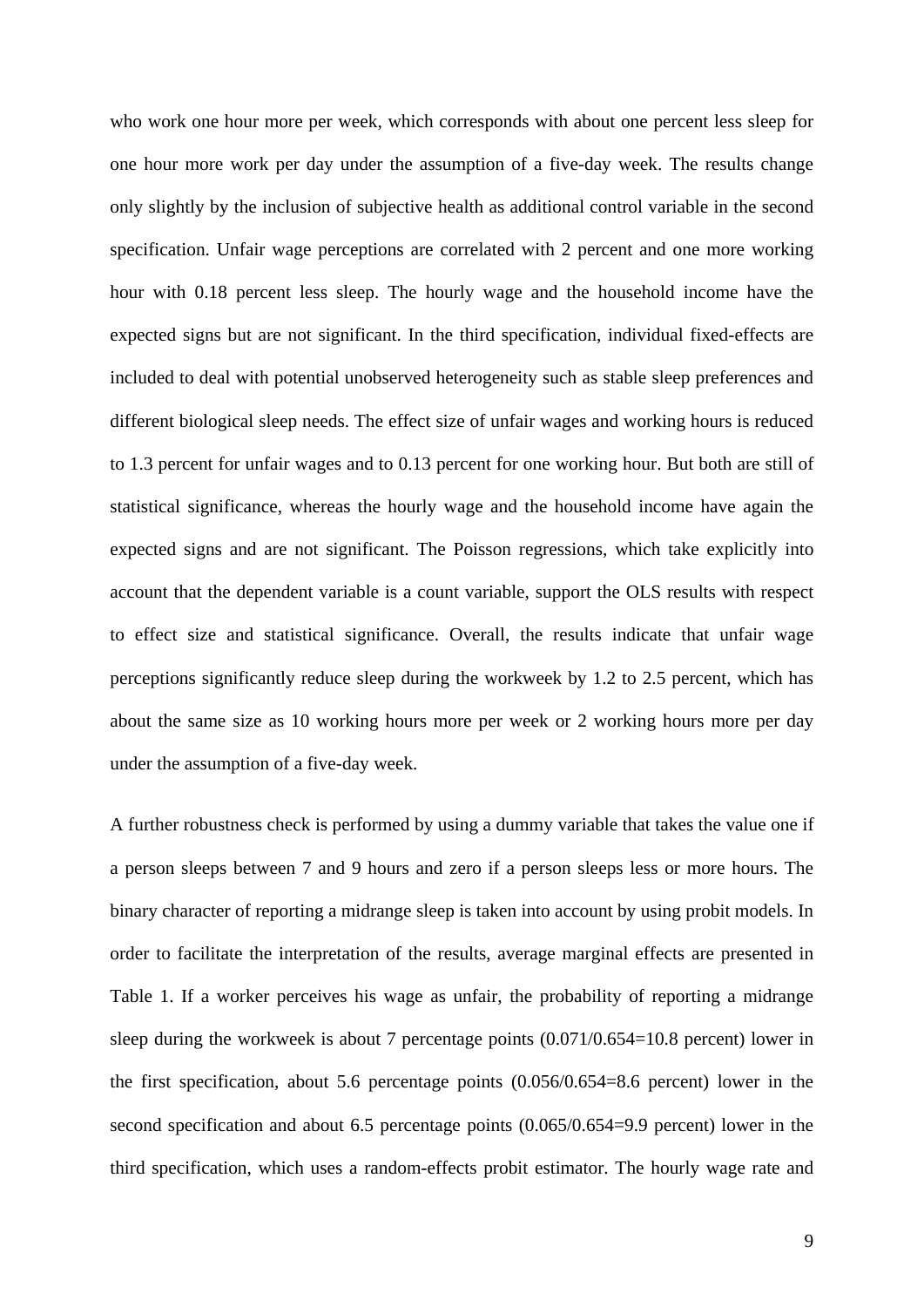who work one hour more per week, which corresponds with about one percent less sleep for one hour more work per day under the assumption of a five-day week. The results change only slightly by the inclusion of subjective health as additional control variable in the second specification. Unfair wage perceptions are correlated with 2 percent and one more working hour with 0.18 percent less sleep. The hourly wage and the household income have the expected signs but are not significant. In the third specification, individual fixed-effects are included to deal with potential unobserved heterogeneity such as stable sleep preferences and different biological sleep needs. The effect size of unfair wages and working hours is reduced to 1.3 percent for unfair wages and to 0.13 percent for one working hour. But both are still of statistical significance, whereas the hourly wage and the household income have again the expected signs and are not significant. The Poisson regressions, which take explicitly into account that the dependent variable is a count variable, support the OLS results with respect to effect size and statistical significance. Overall, the results indicate that unfair wage perceptions significantly reduce sleep during the workweek by 1.2 to 2.5 percent, which has about the same size as 10 working hours more per week or 2 working hours more per day under the assumption of a five-day week.

A further robustness check is performed by using a dummy variable that takes the value one if a person sleeps between 7 and 9 hours and zero if a person sleeps less or more hours. The binary character of reporting a midrange sleep is taken into account by using probit models. In order to facilitate the interpretation of the results, average marginal effects are presented in Table 1. If a worker perceives his wage as unfair, the probability of reporting a midrange sleep during the workweek is about 7 percentage points (0.071/0.654=10.8 percent) lower in the first specification, about 5.6 percentage points (0.056/0.654=8.6 percent) lower in the second specification and about 6.5 percentage points (0.065/0.654=9.9 percent) lower in the third specification, which uses a random-effects probit estimator. The hourly wage rate and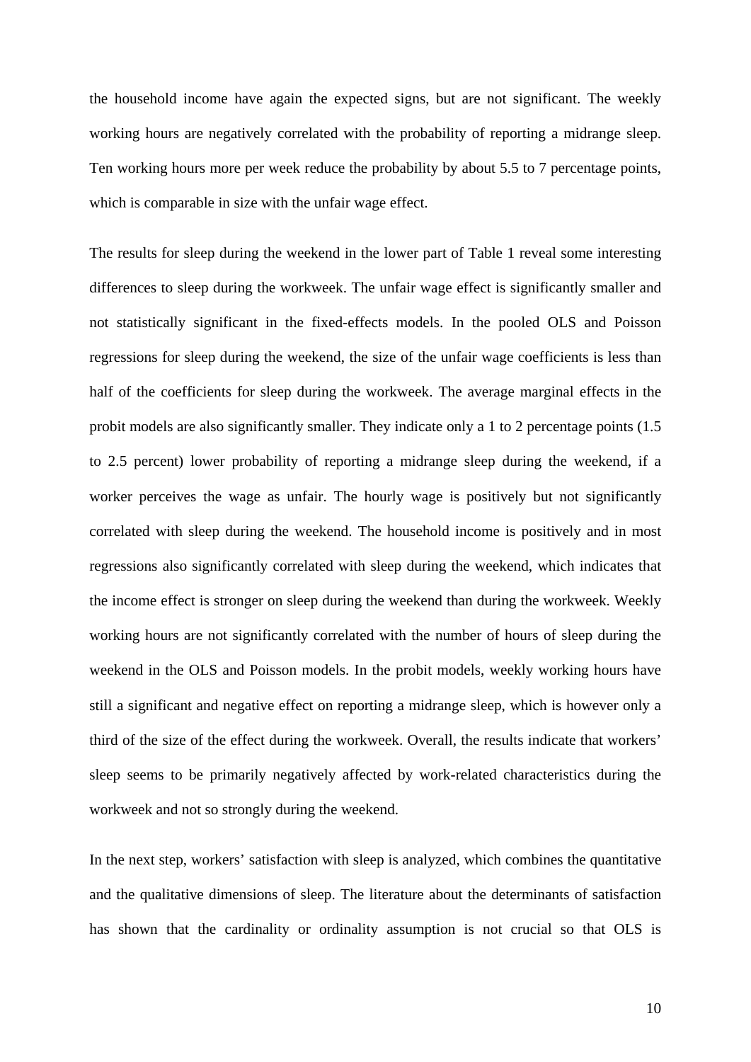the household income have again the expected signs, but are not significant. The weekly working hours are negatively correlated with the probability of reporting a midrange sleep. Ten working hours more per week reduce the probability by about 5.5 to 7 percentage points, which is comparable in size with the unfair wage effect.

The results for sleep during the weekend in the lower part of Table 1 reveal some interesting differences to sleep during the workweek. The unfair wage effect is significantly smaller and not statistically significant in the fixed-effects models. In the pooled OLS and Poisson regressions for sleep during the weekend, the size of the unfair wage coefficients is less than half of the coefficients for sleep during the workweek. The average marginal effects in the probit models are also significantly smaller. They indicate only a 1 to 2 percentage points (1.5 to 2.5 percent) lower probability of reporting a midrange sleep during the weekend, if a worker perceives the wage as unfair. The hourly wage is positively but not significantly correlated with sleep during the weekend. The household income is positively and in most regressions also significantly correlated with sleep during the weekend, which indicates that the income effect is stronger on sleep during the weekend than during the workweek. Weekly working hours are not significantly correlated with the number of hours of sleep during the weekend in the OLS and Poisson models. In the probit models, weekly working hours have still a significant and negative effect on reporting a midrange sleep, which is however only a third of the size of the effect during the workweek. Overall, the results indicate that workers' sleep seems to be primarily negatively affected by work-related characteristics during the workweek and not so strongly during the weekend.

In the next step, workers' satisfaction with sleep is analyzed, which combines the quantitative and the qualitative dimensions of sleep. The literature about the determinants of satisfaction has shown that the cardinality or ordinality assumption is not crucial so that OLS is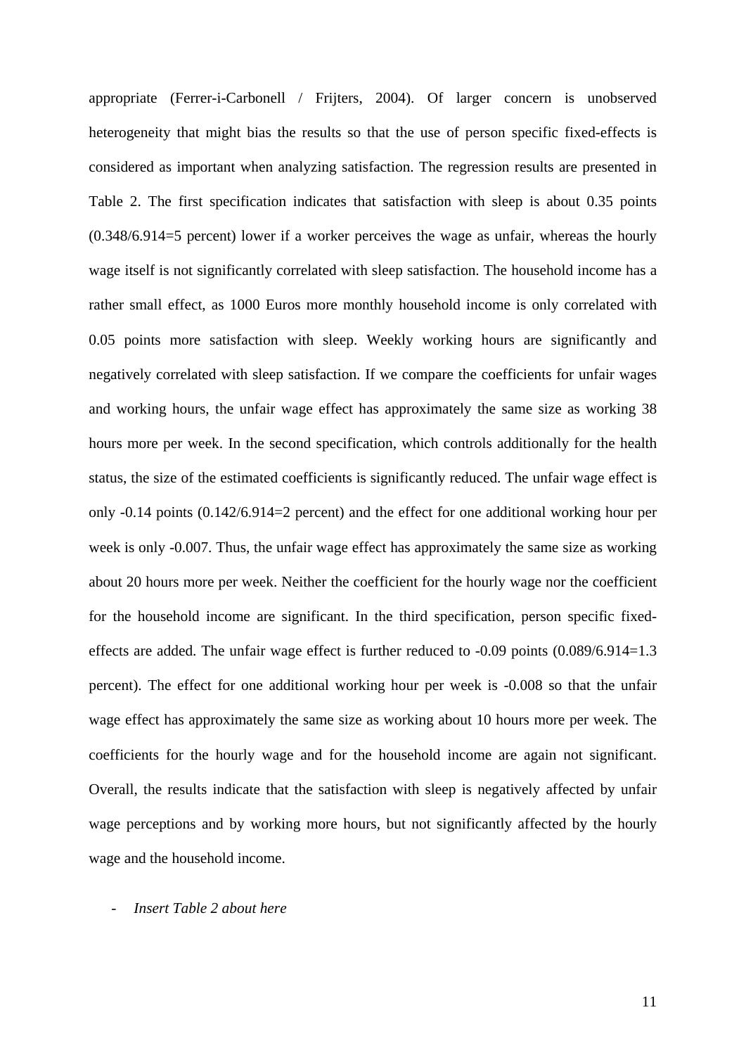appropriate (Ferrer-i-Carbonell / Frijters, 2004). Of larger concern is unobserved heterogeneity that might bias the results so that the use of person specific fixed-effects is considered as important when analyzing satisfaction. The regression results are presented in Table 2. The first specification indicates that satisfaction with sleep is about 0.35 points (0.348/6.914=5 percent) lower if a worker perceives the wage as unfair, whereas the hourly wage itself is not significantly correlated with sleep satisfaction. The household income has a rather small effect, as 1000 Euros more monthly household income is only correlated with 0.05 points more satisfaction with sleep. Weekly working hours are significantly and negatively correlated with sleep satisfaction. If we compare the coefficients for unfair wages and working hours, the unfair wage effect has approximately the same size as working 38 hours more per week. In the second specification, which controls additionally for the health status, the size of the estimated coefficients is significantly reduced. The unfair wage effect is only -0.14 points (0.142/6.914=2 percent) and the effect for one additional working hour per week is only -0.007. Thus, the unfair wage effect has approximately the same size as working about 20 hours more per week. Neither the coefficient for the hourly wage nor the coefficient for the household income are significant. In the third specification, person specific fixed-effects are added. The unfair wage effect is further reduced to -0.09 points (0.089/6.914=1.3 percent). The effect for one additional working hour per week is -0.008 so that the unfair wage effect has approximately the same size as working about 10 hours more per week. The coefficients for the hourly wage and for the household income are again not significant. Overall, the results indicate that the satisfaction with sleep is negatively affected by unfair wage perceptions and by working more hours, but not significantly affected by the hourly wage and the household income.

- *Insert Table 2 about here*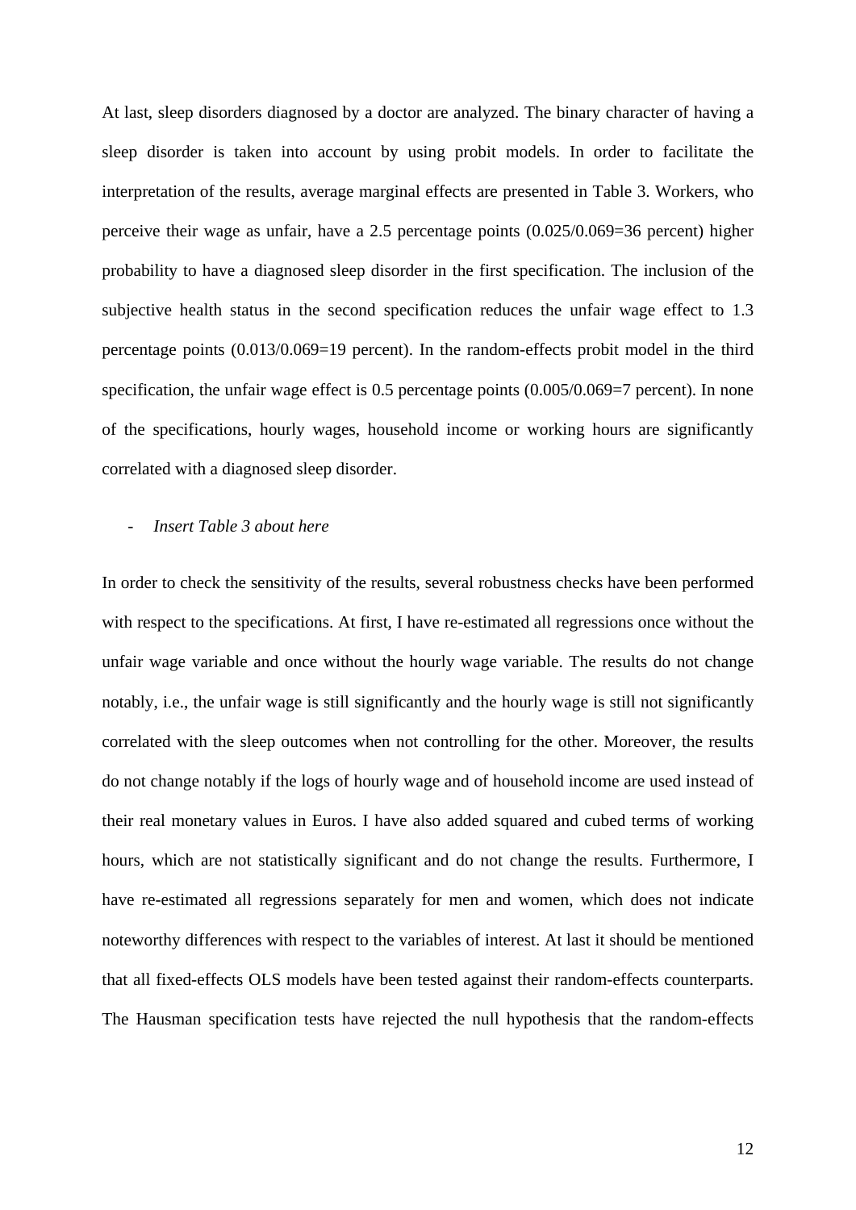At last, sleep disorders diagnosed by a doctor are analyzed. The binary character of having a sleep disorder is taken into account by using probit models. In order to facilitate the interpretation of the results, average marginal effects are presented in Table 3. Workers, who perceive their wage as unfair, have a 2.5 percentage points (0.025/0.069=36 percent) higher probability to have a diagnosed sleep disorder in the first specification. The inclusion of the subjective health status in the second specification reduces the unfair wage effect to 1.3 percentage points (0.013/0.069=19 percent). In the random-effects probit model in the third specification, the unfair wage effect is 0.5 percentage points (0.005/0.069=7 percent). In none of the specifications, hourly wages, household income or working hours are significantly correlated with a diagnosed sleep disorder.

- *Insert Table 3 about here*

In order to check the sensitivity of the results, several robustness checks have been performed with respect to the specifications. At first, I have re-estimated all regressions once without the unfair wage variable and once without the hourly wage variable. The results do not change notably, i.e., the unfair wage is still significantly and the hourly wage is still not significantly correlated with the sleep outcomes when not controlling for the other. Moreover, the results do not change notably if the logs of hourly wage and of household income are used instead of their real monetary values in Euros. I have also added squared and cubed terms of working hours, which are not statistically significant and do not change the results. Furthermore, I have re-estimated all regressions separately for men and women, which does not indicate noteworthy differences with respect to the variables of interest. At last it should be mentioned that all fixed-effects OLS models have been tested against their random-effects counterparts. The Hausman specification tests have rejected the null hypothesis that the random-effects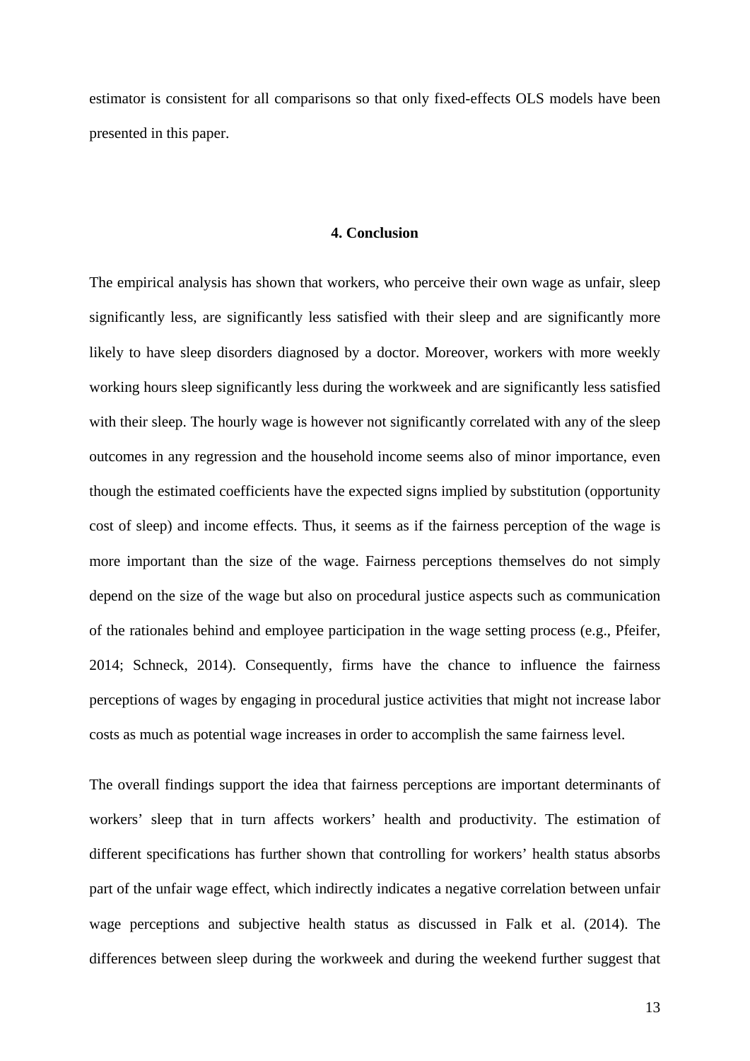estimator is consistent for all comparisons so that only fixed-effects OLS models have been presented in this paper.

## 4. Conclusion

The empirical analysis has shown that workers, who perceive their own wage as unfair, sleep significantly less, are significantly less satisfied with their sleep and are significantly more likely to have sleep disorders diagnosed by a doctor. Moreover, workers with more weekly working hours sleep significantly less during the workweek and are significantly less satisfied with their sleep. The hourly wage is however not significantly correlated with any of the sleep outcomes in any regression and the household income seems also of minor importance, even though the estimated coefficients have the expected signs implied by substitution (opportunity cost of sleep) and income effects. Thus, it seems as if the fairness perception of the wage is more important than the size of the wage. Fairness perceptions themselves do not simply depend on the size of the wage but also on procedural justice aspects such as communication of the rationales behind and employee participation in the wage setting process (e.g., Pfeifer, 2014; Schneck, 2014). Consequently, firms have the chance to influence the fairness perceptions of wages by engaging in procedural justice activities that might not increase labor costs as much as potential wage increases in order to accomplish the same fairness level.

The overall findings support the idea that fairness perceptions are important determinants of workers' sleep that in turn affects workers' health and productivity. The estimation of different specifications has further shown that controlling for workers' health status absorbs part of the unfair wage effect, which indirectly indicates a negative correlation between unfair wage perceptions and subjective health status as discussed in Falk et al. (2014). The differences between sleep during the workweek and during the weekend further suggest that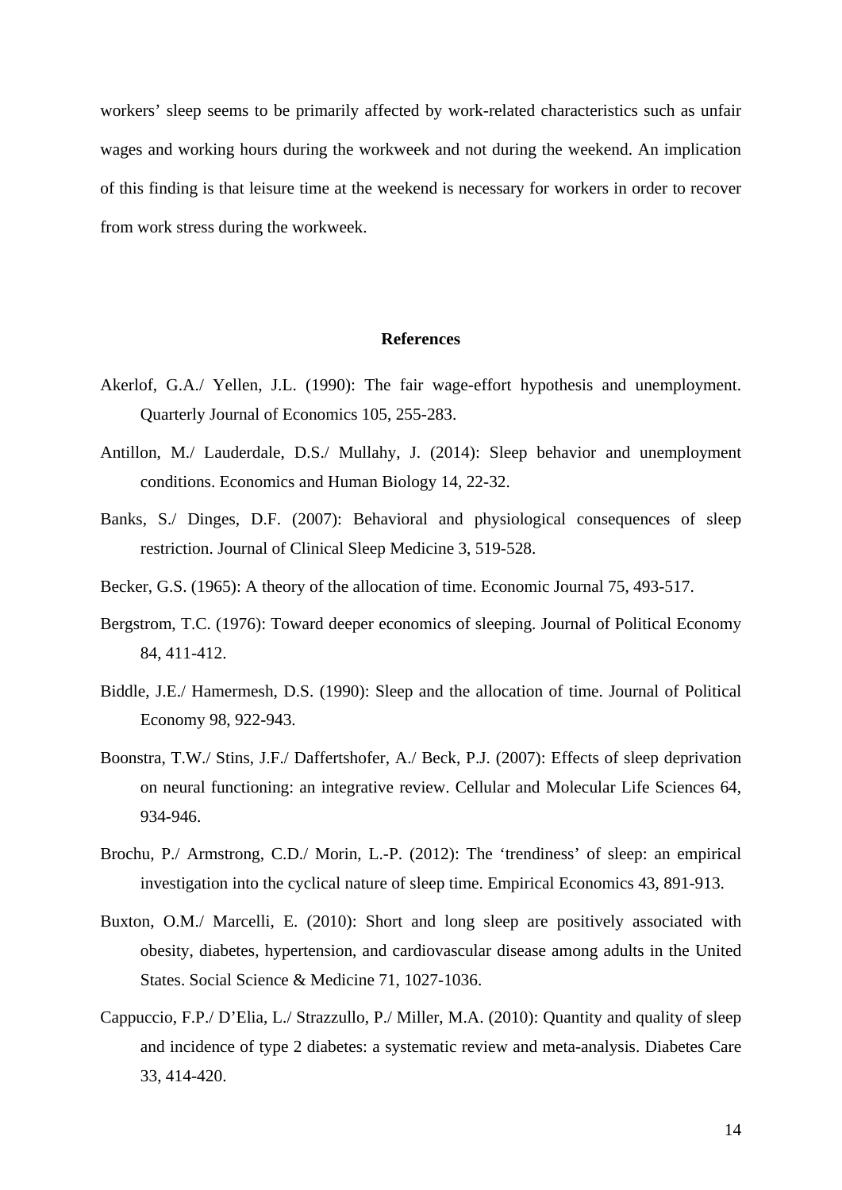workers' sleep seems to be primarily affected by work-related characteristics such as unfair wages and working hours during the workweek and not during the weekend. An implication of this finding is that leisure time at the weekend is necessary for workers in order to recover from work stress during the workweek.

## References

Akerlof, G.A./ Yellen, J.L. (1990): The fair wage-effort hypothesis and unemployment. Quarterly Journal of Economics 105, 255-283.

Antillon, M./ Lauderdale, D.S./ Mullahy, J. (2014): Sleep behavior and unemployment conditions. Economics and Human Biology 14, 22-32.

Banks, S./ Dinges, D.F. (2007): Behavioral and physiological consequences of sleep restriction. Journal of Clinical Sleep Medicine 3, 519-528.

Becker, G.S. (1965): A theory of the allocation of time. Economic Journal 75, 493-517.

Bergstrom, T.C. (1976): Toward deeper economics of sleeping. Journal of Political Economy 84, 411-412.

Biddle, J.E./ Hamermesh, D.S. (1990): Sleep and the allocation of time. Journal of Political Economy 98, 922-943.

Boonstra, T.W./ Stins, J.F./ Daffertshofer, A./ Beck, P.J. (2007): Effects of sleep deprivation on neural functioning: an integrative review. Cellular and Molecular Life Sciences 64, 934-946.

Brochu, P./ Armstrong, C.D./ Morin, L.-P. (2012): The 'trendiness' of sleep: an empirical investigation into the cyclical nature of sleep time. Empirical Economics 43, 891-913.

Buxton, O.M./ Marcelli, E. (2010): Short and long sleep are positively associated with obesity, diabetes, hypertension, and cardiovascular disease among adults in the United States. Social Science & Medicine 71, 1027-1036.

Cappuccio, F.P./ D'Elia, L./ Strazzullo, P./ Miller, M.A. (2010): Quantity and quality of sleep and incidence of type 2 diabetes: a systematic review and meta-analysis. Diabetes Care 33, 414-420.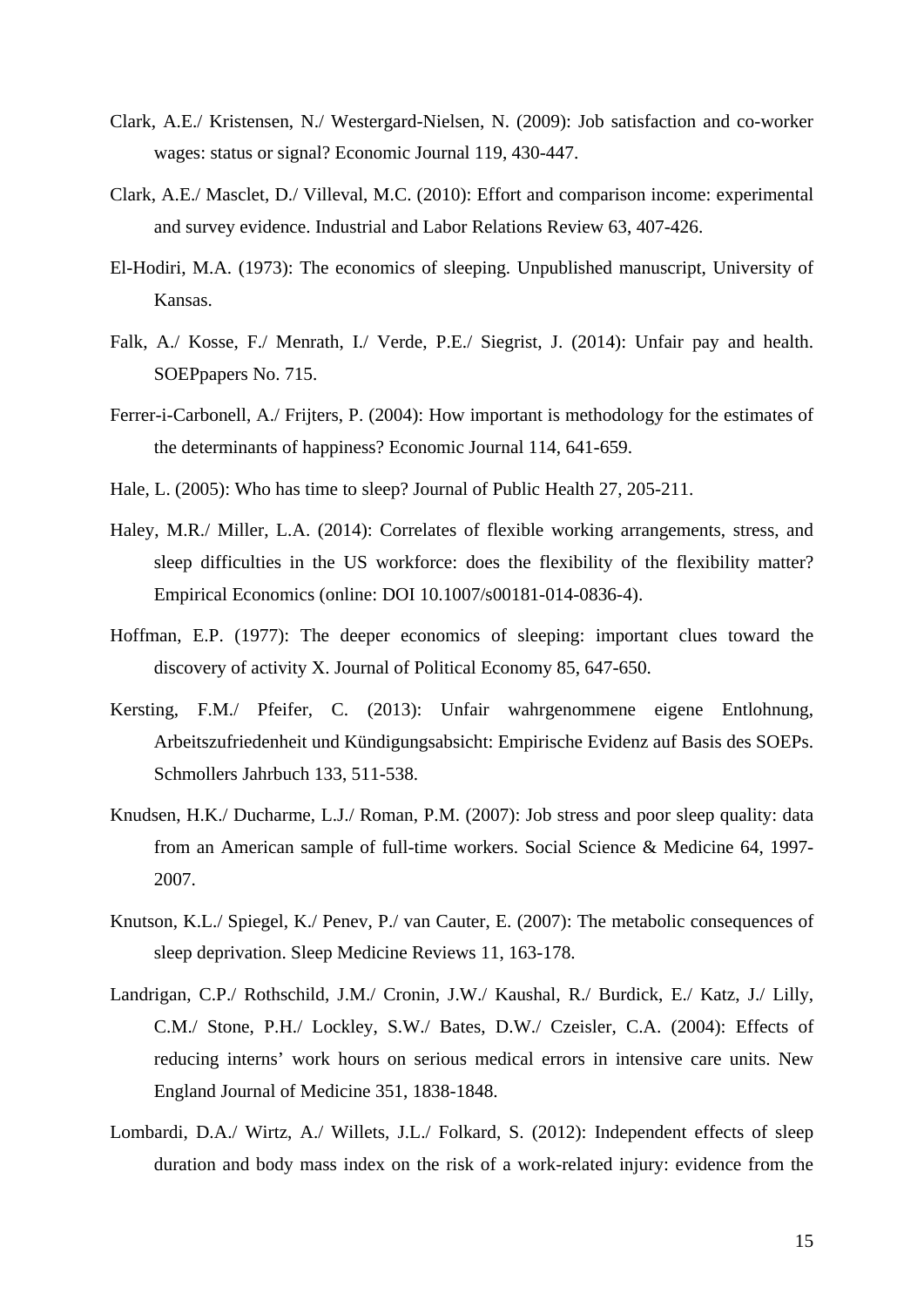Clark, A.E./ Kristensen, N./ Westergard-Nielsen, N. (2009): Job satisfaction and co-worker wages: status or signal? Economic Journal 119, 430-447.

Clark, A.E./ Masclet, D./ Villeval, M.C. (2010): Effort and comparison income: experimental and survey evidence. Industrial and Labor Relations Review 63, 407-426.

El-Hodiri, M.A. (1973): The economics of sleeping. Unpublished manuscript, University of Kansas.

Falk, A./ Kosse, F./ Menrath, I./ Verde, P.E./ Siegrist, J. (2014): Unfair pay and health. SOEPpapers No. 715.

Ferrer-i-Carbonell, A./ Frijters, P. (2004): How important is methodology for the estimates of the determinants of happiness? Economic Journal 114, 641-659.

Hale, L. (2005): Who has time to sleep? Journal of Public Health 27, 205-211.

Haley, M.R./ Miller, L.A. (2014): Correlates of flexible working arrangements, stress, and sleep difficulties in the US workforce: does the flexibility of the flexibility matter? Empirical Economics (online: DOI 10.1007/s00181-014-0836-4).

Hoffman, E.P. (1977): The deeper economics of sleeping: important clues toward the discovery of activity X. Journal of Political Economy 85, 647-650.

Kersting, F.M./ Pfeifer, C. (2013): Unfair wahrgenommene eigene Entlohnung, Arbeitszufriedenheit und Kündigungsabsicht: Empirische Evidenz auf Basis des SOEPs. Schmollers Jahrbuch 133, 511-538.

Knudsen, H.K./ Ducharme, L.J./ Roman, P.M. (2007): Job stress and poor sleep quality: data from an American sample of full-time workers. Social Science & Medicine 64, 1997-2007.

Knutson, K.L./ Spiegel, K./ Penev, P./ van Cauter, E. (2007): The metabolic consequences of sleep deprivation. Sleep Medicine Reviews 11, 163-178.

Landrigan, C.P./ Rothschild, J.M./ Cronin, J.W./ Kaushal, R./ Burdick, E./ Katz, J./ Lilly, C.M./ Stone, P.H./ Lockley, S.W./ Bates, D.W./ Czeisler, C.A. (2004): Effects of reducing interns' work hours on serious medical errors in intensive care units. New England Journal of Medicine 351, 1838-1848.

Lombardi, D.A./ Wirtz, A./ Willets, J.L./ Folkard, S. (2012): Independent effects of sleep duration and body mass index on the risk of a work-related injury: evidence from the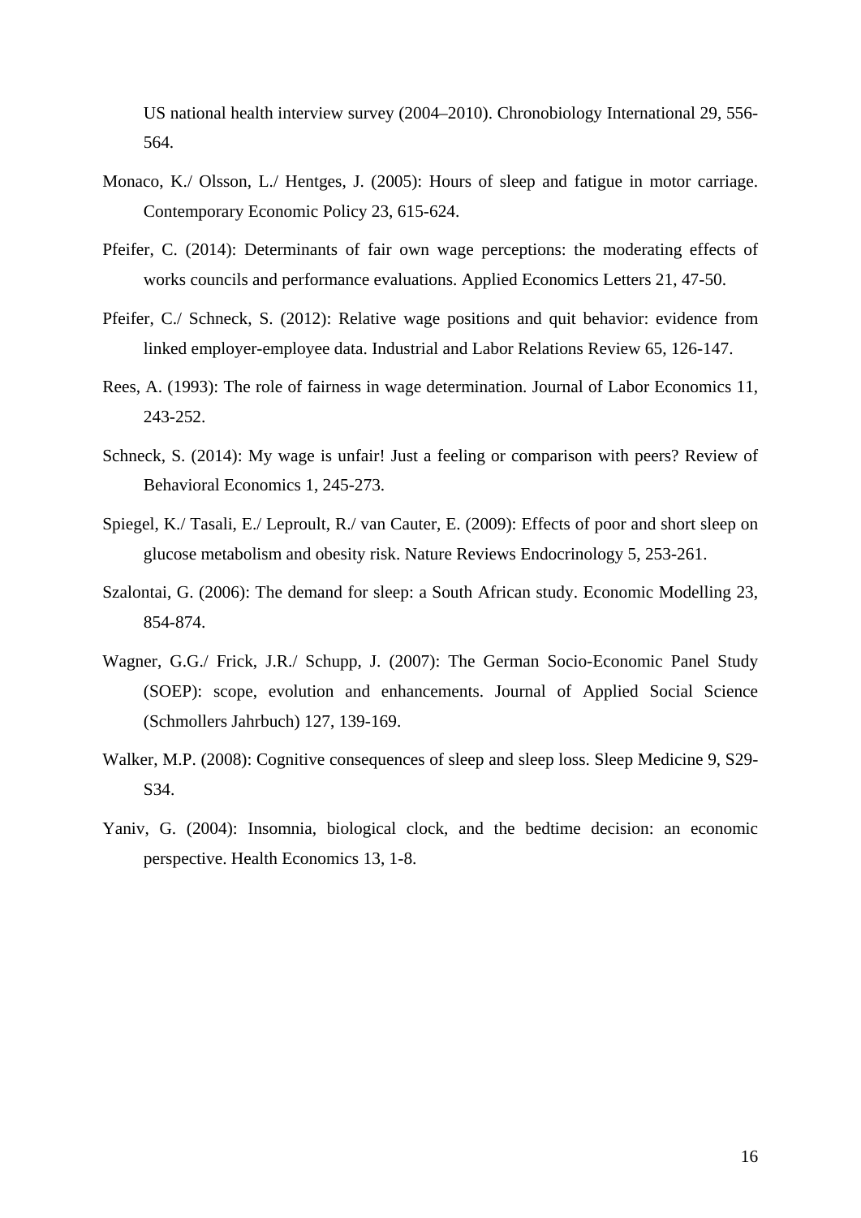US national health interview survey (2004–2010). Chronobiology International 29, 556-564.

Monaco, K./ Olsson, L./ Hentges, J. (2005): Hours of sleep and fatigue in motor carriage. Contemporary Economic Policy 23, 615-624.

Pfeifer, C. (2014): Determinants of fair own wage perceptions: the moderating effects of works councils and performance evaluations. Applied Economics Letters 21, 47-50.

Pfeifer, C./ Schneck, S. (2012): Relative wage positions and quit behavior: evidence from linked employer-employee data. Industrial and Labor Relations Review 65, 126-147.

Rees, A. (1993): The role of fairness in wage determination. Journal of Labor Economics 11, 243-252.

Schneck, S. (2014): My wage is unfair! Just a feeling or comparison with peers? Review of Behavioral Economics 1, 245-273.

Spiegel, K./ Tasali, E./ Leproult, R./ van Cauter, E. (2009): Effects of poor and short sleep on glucose metabolism and obesity risk. Nature Reviews Endocrinology 5, 253-261.

Szalontai, G. (2006): The demand for sleep: a South African study. Economic Modelling 23, 854-874.

Wagner, G.G./ Frick, J.R./ Schupp, J. (2007): The German Socio-Economic Panel Study (SOEP): scope, evolution and enhancements. Journal of Applied Social Science (Schmollers Jahrbuch) 127, 139-169.

Walker, M.P. (2008): Cognitive consequences of sleep and sleep loss. Sleep Medicine 9, S29-S34.

Yaniv, G. (2004): Insomnia, biological clock, and the bedtime decision: an economic perspective. Health Economics 13, 1-8.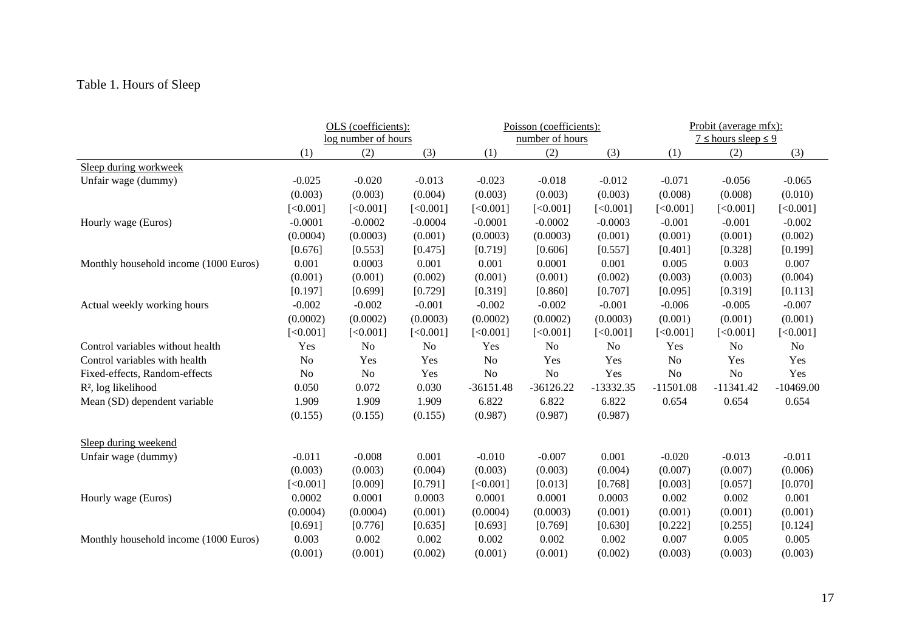Table 1. Hours of Sleep

| | OLS (coefficients): log number of hours | | | Poisson (coefficients): number of hours | | | Probit (average mfx): 7 ≤ hours sleep ≤ 9 | | |
|---|---|---|---|---|---|---|---|---|---|
| | (1) | (2) | (3) | (1) | (2) | (3) | (1) | (2) | (3) |
| Sleep during workweek | | | | | | | | | |
| Unfair wage (dummy) | -0.025 | -0.020 | -0.013 | -0.023 | -0.018 | -0.012 | -0.071 | -0.056 | -0.065 |
| | (0.003) | (0.003) | (0.004) | (0.003) | (0.003) | (0.003) | (0.008) | (0.008) | (0.010) |
| | [<0.001] | [<0.001] | [<0.001] | [<0.001] | [<0.001] | [<0.001] | [<0.001] | [<0.001] | [<0.001] |
| Hourly wage (Euros) | -0.0001 | -0.0002 | -0.0004 | -0.0001 | -0.0002 | -0.0003 | -0.001 | -0.001 | -0.002 |
| | (0.0004) | (0.0003) | (0.001) | (0.0003) | (0.0003) | (0.001) | (0.001) | (0.001) | (0.002) |
| | [0.676] | [0.553] | [0.475] | [0.719] | [0.606] | [0.557] | [0.401] | [0.328] | [0.199] |
| Monthly household income (1000 Euros) | 0.001 | 0.0003 | 0.001 | 0.001 | 0.0001 | 0.001 | 0.005 | 0.003 | 0.007 |
| | (0.001) | (0.001) | (0.002) | (0.001) | (0.001) | (0.002) | (0.003) | (0.003) | (0.004) |
| | [0.197] | [0.699] | [0.729] | [0.319] | [0.860] | [0.707] | [0.095] | [0.319] | [0.113] |
| Actual weekly working hours | -0.002 | -0.002 | -0.001 | -0.002 | -0.002 | -0.001 | -0.006 | -0.005 | -0.007 |
| | (0.0002) | (0.0002) | (0.0003) | (0.0002) | (0.0002) | (0.0003) | (0.001) | (0.001) | (0.001) |
| | [<0.001] | [<0.001] | [<0.001] | [<0.001] | [<0.001] | [<0.001] | [<0.001] | [<0.001] | [<0.001] |
| Control variables without health | Yes | No | No | Yes | No | No | Yes | No | No |
| Control variables with health | No | Yes | Yes | No | Yes | Yes | No | Yes | Yes |
| Fixed-effects, Random-effects | No | No | Yes | No | No | Yes | No | No | Yes |
| $R^2$, log likelihood | 0.050 | 0.072 | 0.030 | -36151.48 | -36126.22 | -13332.35 | -11501.08 | -11341.42 | -10469.00 |
| Mean (SD) dependent variable | 1.909 | 1.909 | 1.909 | 6.822 | 6.822 | 6.822 | 0.654 | 0.654 | 0.654 |
| | (0.155) | (0.155) | (0.155) | (0.987) | (0.987) | (0.987) | | | |
| Sleep during weekend | | | | | | | | | |
| Unfair wage (dummy) | -0.011 | -0.008 | 0.001 | -0.010 | -0.007 | 0.001 | -0.020 | -0.013 | -0.011 |
| | (0.003) | (0.003) | (0.004) | (0.003) | (0.003) | (0.004) | (0.007) | (0.007) | (0.006) |
| | [<0.001] | [0.009] | [0.791] | [<0.001] | [0.013] | [0.768] | [0.003] | [0.057] | [0.070] |
| Hourly wage (Euros) | 0.0002 | 0.0001 | 0.0003 | 0.0001 | 0.0001 | 0.0003 | 0.002 | 0.002 | 0.001 |
| | (0.0004) | (0.0004) | (0.001) | (0.0004) | (0.0003) | (0.001) | (0.001) | (0.001) | (0.001) |
| | [0.691] | [0.776] | [0.635] | [0.693] | [0.769] | [0.630] | [0.222] | [0.255] | [0.124] |
| Monthly household income (1000 Euros) | 0.003 | 0.002 | 0.002 | 0.002 | 0.002 | 0.002 | 0.007 | 0.005 | 0.005 |
| | (0.001) | (0.001) | (0.002) | (0.001) | (0.001) | (0.002) | (0.003) | (0.003) | (0.003) |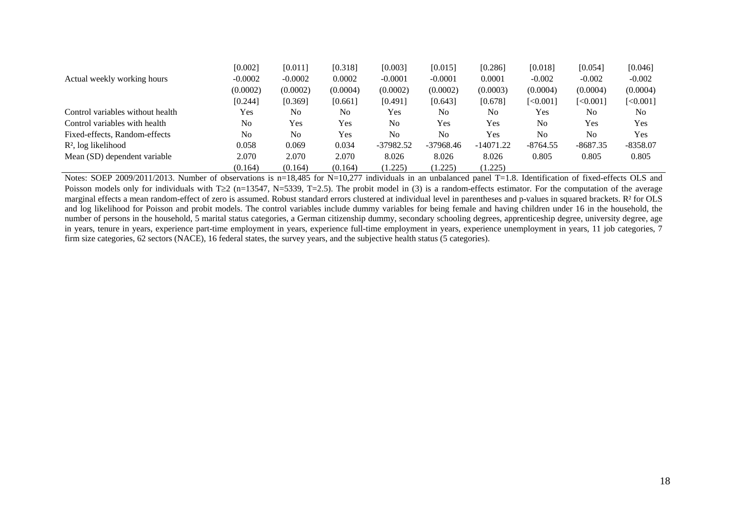| | | | | | | | | | |
|---|---|---|---|---|---|---|---|---|---|
| | [0.002] | [0.011] | [0.318] | [0.003] | [0.015] | [0.286] | [0.018] | [0.054] | [0.046] |
| Actual weekly working hours | -0.0002 | -0.0002 | 0.0002 | -0.0001 | -0.0001 | 0.0001 | -0.002 | -0.002 | -0.002 |
| | (0.0002) | (0.0002) | (0.0004) | (0.0002) | (0.0002) | (0.0003) | (0.0004) | (0.0004) | (0.0004) |
| | [0.244] | [0.369] | [0.661] | [0.491] | [0.643] | [0.678] | [<0.001] | [<0.001] | [<0.001] |
| Control variables without health | Yes | No | No | Yes | No | No | Yes | No | No |
| Control variables with health | No | Yes | Yes | No | Yes | Yes | No | Yes | Yes |
| Fixed-effects, Random-effects | No | No | Yes | No | No | Yes | No | No | Yes |
| $R^2$, log likelihood | 0.058 | 0.069 | 0.034 | -37982.52 | -37968.46 | -14071.22 | -8764.55 | -8687.35 | -8358.07 |
| Mean (SD) dependent variable | 2.070 | 2.070 | 2.070 | 8.026 | 8.026 | 8.026 | 0.805 | 0.805 | 0.805 |
| | (0.164) | (0.164) | (0.164) | (1.225) | (1.225) | (1.225) | | | |

Notes: SOEP 2009/2011/2013. Number of observations is n=18,485 for N=10,277 individuals in an unbalanced panel T=1.8. Identification of fixed-effects OLS and Poisson models only for individuals with T≥2 (n=13547, N=5339, T=2.5). The probit model in (3) is a random-effects estimator. For the computation of the average marginal effects a mean random-effect of zero is assumed. Robust standard errors clustered at individual level in parentheses and p-values in squared brackets. $R^2$ for OLS and log likelihood for Poisson and probit models. The control variables include dummy variables for being female and having children under 16 in the household, the number of persons in the household, 5 marital status categories, a German citizenship dummy, secondary schooling degrees, apprenticeship degree, university degree, age in years, tenure in years, experience part-time employment in years, experience full-time employment in years, experience unemployment in years, 11 job categories, 7 firm size categories, 62 sectors (NACE), 16 federal states, the survey years, and the subjective health status (5 categories).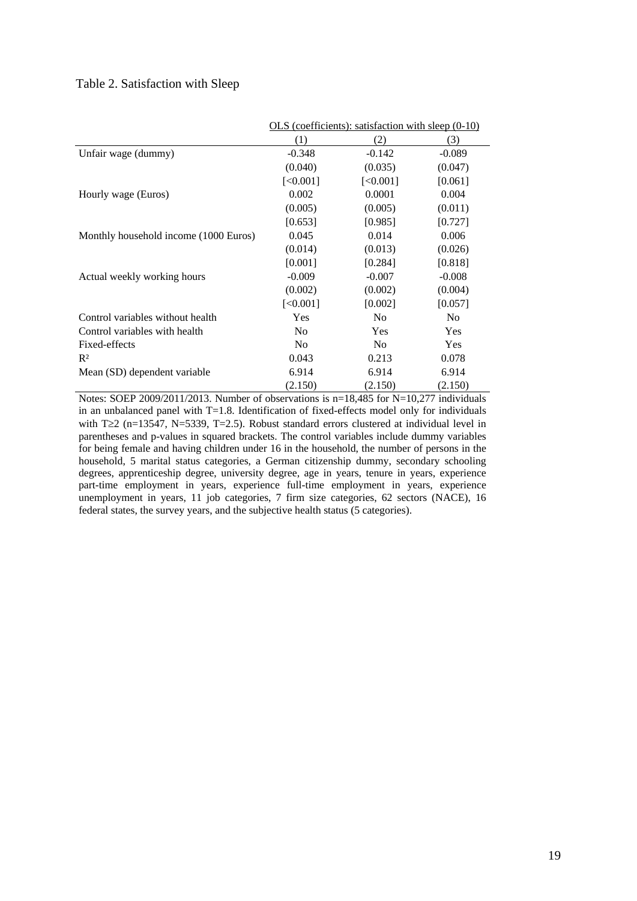Table 2. Satisfaction with Sleep

| | OLS (coefficients): satisfaction with sleep (0-10) | | |
|---|---|---|---|
| | (1) | (2) | (3) |
| Unfair wage (dummy) | -0.348 | -0.142 | -0.089 |
| | (0.040) | (0.035) | (0.047) |
| | [<0.001] | [<0.001] | [0.061] |
| Hourly wage (Euros) | 0.002 | 0.0001 | 0.004 |
| | (0.005) | (0.005) | (0.011) |
| | [0.653] | [0.985] | [0.727] |
| Monthly household income (1000 Euros) | 0.045 | 0.014 | 0.006 |
| | (0.014) | (0.013) | (0.026) |
| | [0.001] | [0.284] | [0.818] |
| Actual weekly working hours | -0.009 | -0.007 | -0.008 |
| | (0.002) | (0.002) | (0.004) |
| | [<0.001] | [0.002] | [0.057] |
| Control variables without health | Yes | No | No |
| Control variables with health | No | Yes | Yes |
| Fixed-effects | No | No | Yes |
| $R^2$ | 0.043 | 0.213 | 0.078 |
| Mean (SD) dependent variable | 6.914 | 6.914 | 6.914 |
| | (2.150) | (2.150) | (2.150) |

Notes: SOEP 2009/2011/2013. Number of observations is n=18,485 for N=10,277 individuals in an unbalanced panel with T=1.8. Identification of fixed-effects model only for individuals with T≥2 (n=13547, N=5339, T=2.5). Robust standard errors clustered at individual level in parentheses and p-values in squared brackets. The control variables include dummy variables for being female and having children under 16 in the household, the number of persons in the household, 5 marital status categories, a German citizenship dummy, secondary schooling degrees, apprenticeship degree, university degree, age in years, tenure in years, experience part-time employment in years, experience full-time employment in years, experience unemployment in years, 11 job categories, 7 firm size categories, 62 sectors (NACE), 16 federal states, the survey years, and the subjective health status (5 categories).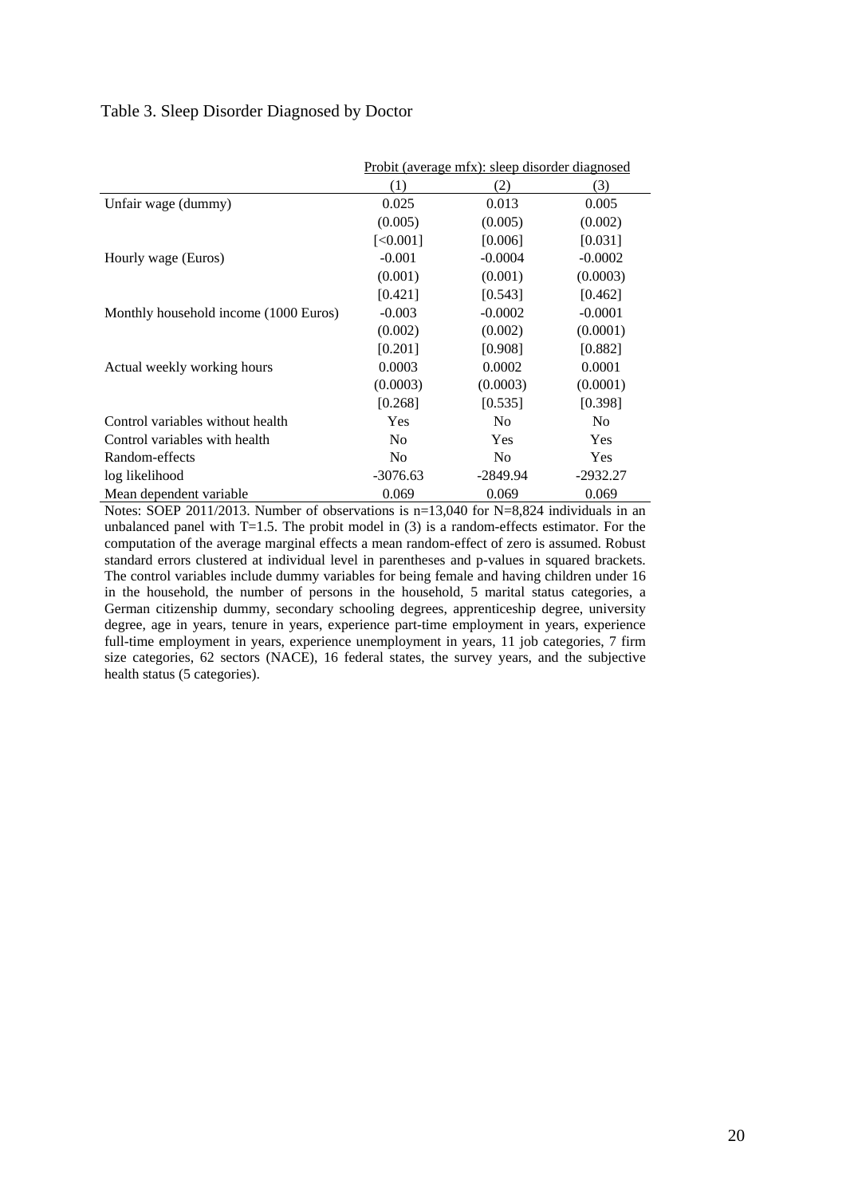Table 3. Sleep Disorder Diagnosed by Doctor

| | Probit (average mfx): sleep disorder diagnosed | | |
|---|---|---|---|
| | (1) | (2) | (3) |
| Unfair wage (dummy) | 0.025 | 0.013 | 0.005 |
| | (0.005) | (0.005) | (0.002) |
| | [<0.001] | [0.006] | [0.031] |
| Hourly wage (Euros) | -0.001 | -0.0004 | -0.0002 |
| | (0.001) | (0.001) | (0.0003) |
| | [0.421] | [0.543] | [0.462] |
| Monthly household income (1000 Euros) | -0.003 | -0.0002 | -0.0001 |
| | (0.002) | (0.002) | (0.0001) |
| | [0.201] | [0.908] | [0.882] |
| Actual weekly working hours | 0.0003 | 0.0002 | 0.0001 |
| | (0.0003) | (0.0003) | (0.0001) |
| | [0.268] | [0.535] | [0.398] |
| Control variables without health | Yes | No | No |
| Control variables with health | No | Yes | Yes |
| Random-effects | No | No | Yes |
| log likelihood | -3076.63 | -2849.94 | -2932.27 |
| Mean dependent variable | 0.069 | 0.069 | 0.069 |

Notes: SOEP 2011/2013. Number of observations is n=13,040 for N=8,824 individuals in an unbalanced panel with T=1.5. The probit model in (3) is a random-effects estimator. For the computation of the average marginal effects a mean random-effect of zero is assumed. Robust standard errors clustered at individual level in parentheses and p-values in squared brackets. The control variables include dummy variables for being female and having children under 16 in the household, the number of persons in the household, 5 marital status categories, a German citizenship dummy, secondary schooling degrees, apprenticeship degree, university degree, age in years, tenure in years, experience part-time employment in years, experience full-time employment in years, experience unemployment in years, 11 job categories, 7 firm size categories, 62 sectors (NACE), 16 federal states, the survey years, and the subjective health status (5 categories).